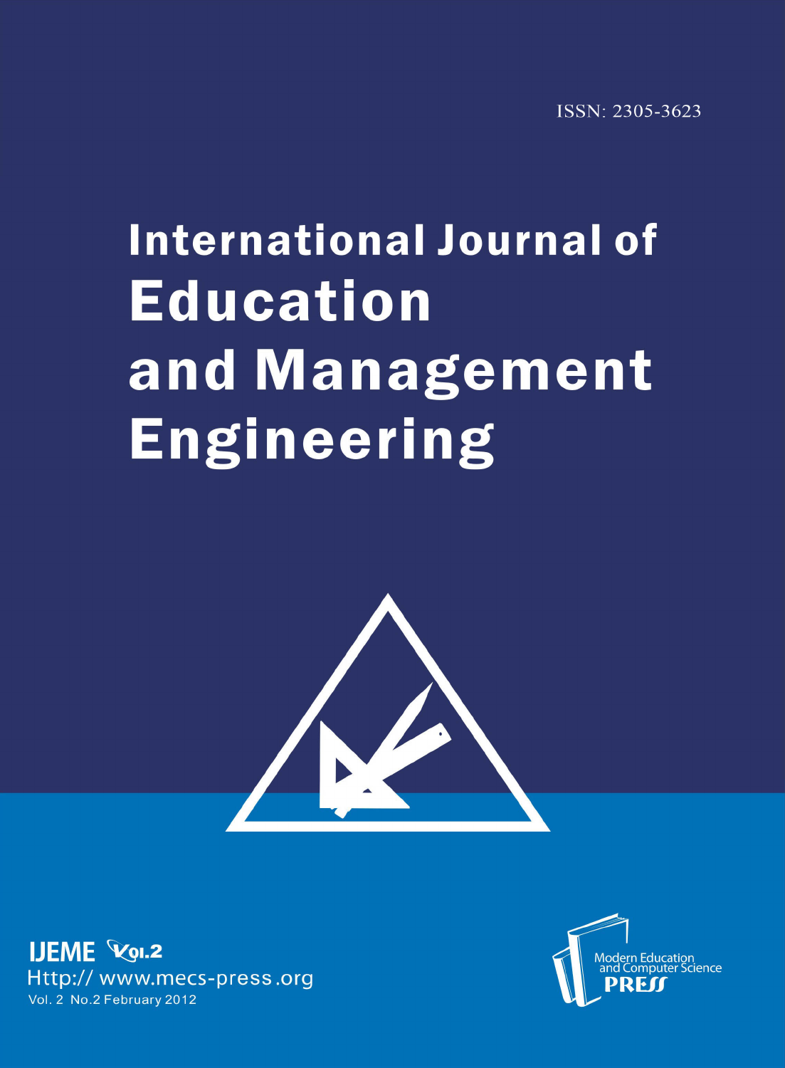ISSN: 2305-3623

# International Journal of Education and Management Engineering

IJEME Vol.2

Http:// www.mecs-press.org

Vol. 2 No.2 February 2012

Modern Education and Computer Science PRESS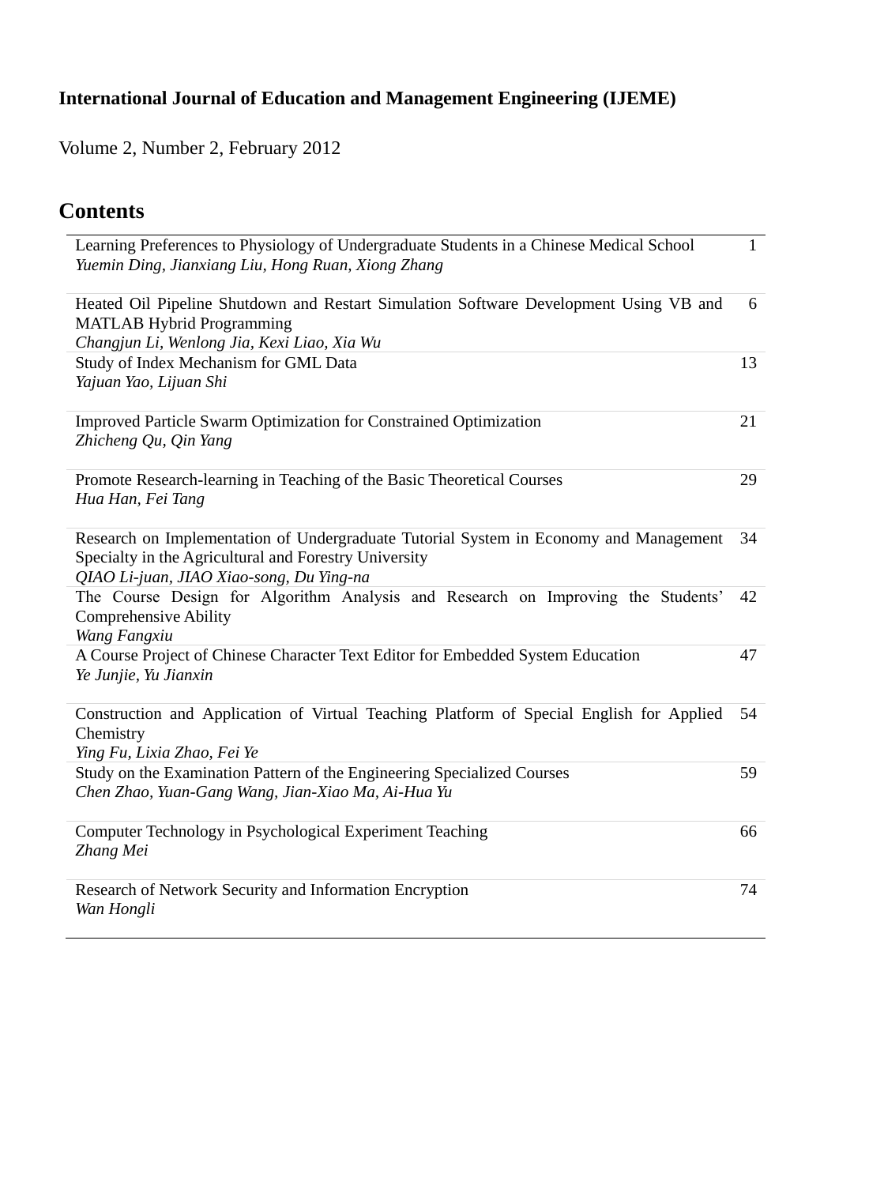**International Journal of Education and Management Engineering (IJEME)**

Volume 2, Number 2, February 2012

## Contents

| | |
|---|---|
| Learning Preferences to Physiology of Undergraduate Students in a Chinese Medical School<br>*Yuemin Ding, Jianxiang Liu, Hong Ruan, Xiong Zhang* | 1 |
| Heated Oil Pipeline Shutdown and Restart Simulation Software Development Using VB and MATLAB Hybrid Programming<br>*Changjun Li, Wenlong Jia, Kexi Liao, Xia Wu* | 6 |
| Study of Index Mechanism for GML Data<br>*Yajuan Yao, Lijuan Shi* | 13 |
| Improved Particle Swarm Optimization for Constrained Optimization<br>*Zhicheng Qu, Qin Yang* | 21 |
| Promote Research-learning in Teaching of the Basic Theoretical Courses<br>*Hua Han, Fei Tang* | 29 |
| Research on Implementation of Undergraduate Tutorial System in Economy and Management Specialty in the Agricultural and Forestry University<br>*QIAO Li-juan, JIAO Xiao-song, Du Ying-na* | 34 |
| The Course Design for Algorithm Analysis and Research on Improving the Students' Comprehensive Ability<br>*Wang Fangxiu* | 42 |
| A Course Project of Chinese Character Text Editor for Embedded System Education<br>*Ye Junjie, Yu Jianxin* | 47 |
| Construction and Application of Virtual Teaching Platform of Special English for Applied Chemistry<br>*Ying Fu, Lixia Zhao, Fei Ye* | 54 |
| Study on the Examination Pattern of the Engineering Specialized Courses<br>*Chen Zhao, Yuan-Gang Wang, Jian-Xiao Ma, Ai-Hua Yu* | 59 |
| Computer Technology in Psychological Experiment Teaching<br>*Zhang Mei* | 66 |
| Research of Network Security and Information Encryption<br>*Wan Hongli* | 74 |